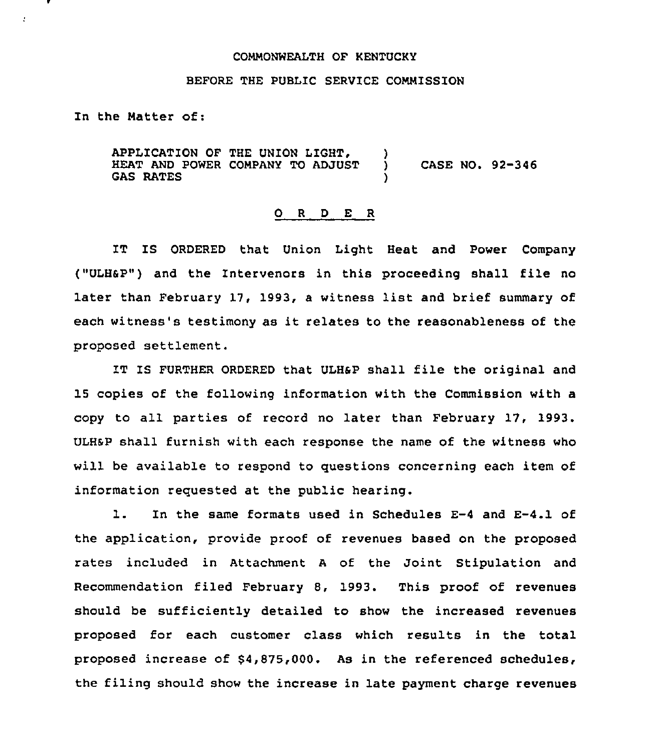COMMONWEALTH OF KENTUCKY

BEFORE THE PUBLIC SERVICE COMMISSION

In the Matter of:

APPLICATION OF THE UNION LIGHT, HEAT AND POWER COMPANY TO ADJUST GAS RATES ) CASE NO. 92-346

O R D E R

IT IS ORDERED that Union Light Heat and Power Company ("ULH&P") and the Intervenors in this proceeding shall file no later than February 17, 1993, a witness list and brief summary of each witness's testimony as it relates to the reasonableness of the proposed settlement.

IT IS FURTHER ORDERED that ULH&P shall file the original and 15 copies of the following information with the Commission with a copy to all parties of record no later than February 17, 1993. ULH&P shall furnish with each response the name of the witness who will be available to respond to questions concerning each item of information requested at the public hearing.

1. In the same formats used in Schedules E-4 and E-4.1 of the application, provide proof of revenues based on the proposed rates included in Attachment A of the Joint Stipulation and Recommendation filed February 8, 1993. This proof of revenues should be sufficiently detailed to show the increased revenues proposed for each customer class which results in the total proposed increase of $4,875,000. As in the referenced schedules, the filing should show the increase in late payment charge revenues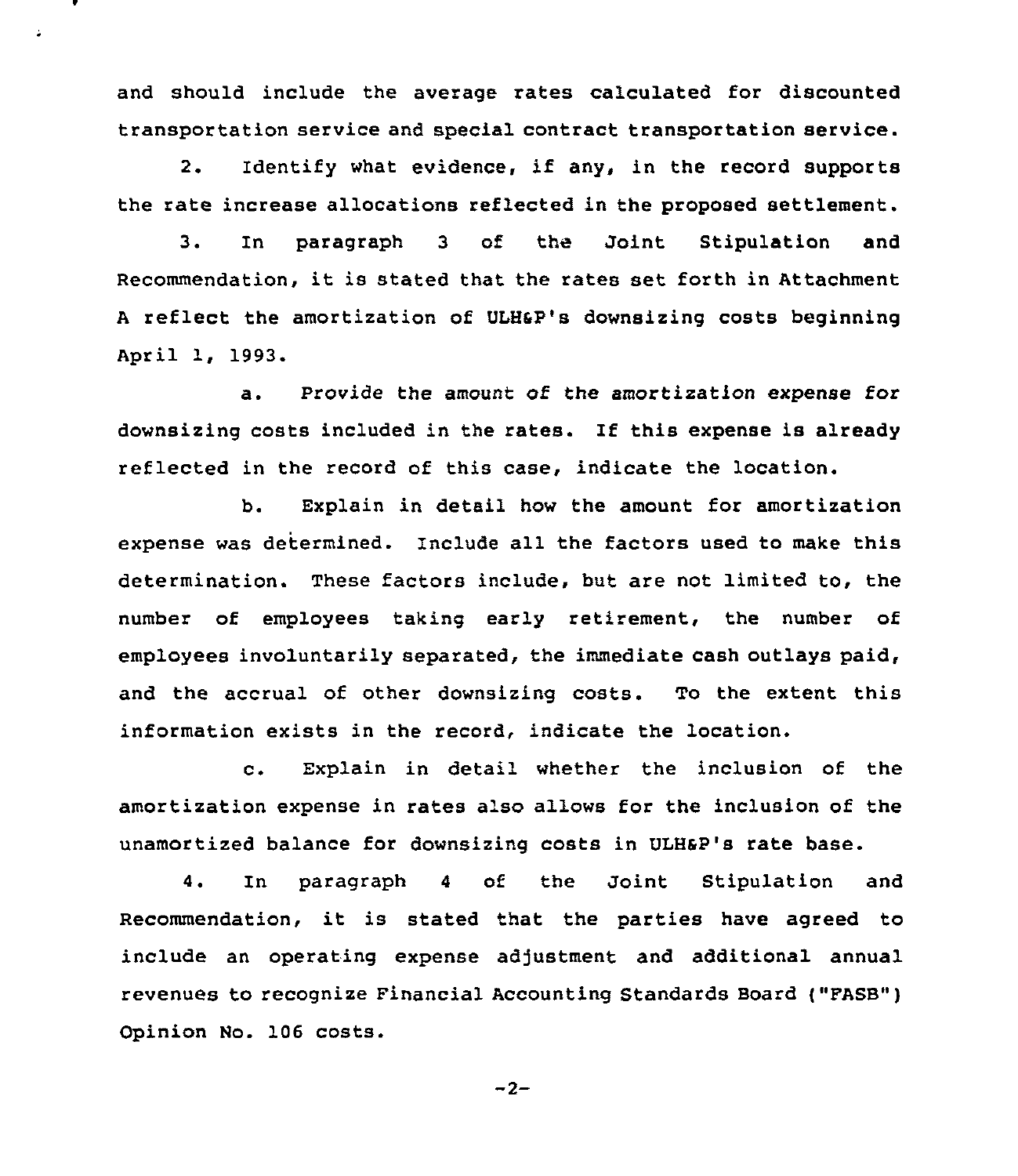and should include the average rates calculated for discounted transportation service and special contract transportation service.

2. Identify what evidence, if any, in the record supports the rate increase allocations reflected in the proposed settlement.

3. In paragraph 3 of the Joint Stipulation and Recommendation, it is stated that the rates set forth in Attachment A reflect the amortization of ULH&P's downsizing costs beginning April 1, 1993.

a. Provide the amount of the amortization expense for downsizing costs included in the rates. If this expense is already reflected in the record of this case, indicate the location.

b. Explain in detail how the amount for amortization expense was determined. Include all the factors used to make this determination. These factors include, but are not limited to, the number of employees taking early retirement, the number of employees involuntarily separated, the immediate cash outlays paid, and the accrual of other downsizing costs. To the extent this information exists in the record, indicate the location.

c. Explain in detail whether the inclusion of the amortization expense in rates also allows for the inclusion of the unamortized balance for downsizing costs in ULH&P's rate base.

4. In paragraph 4 of the Joint Stipulation and Recommendation, it is stated that the parties have agreed to include an operating expense adjustment and additional annual revenues to recognize Financial Accounting Standards Board ("FASB") Opinion No. 106 costs.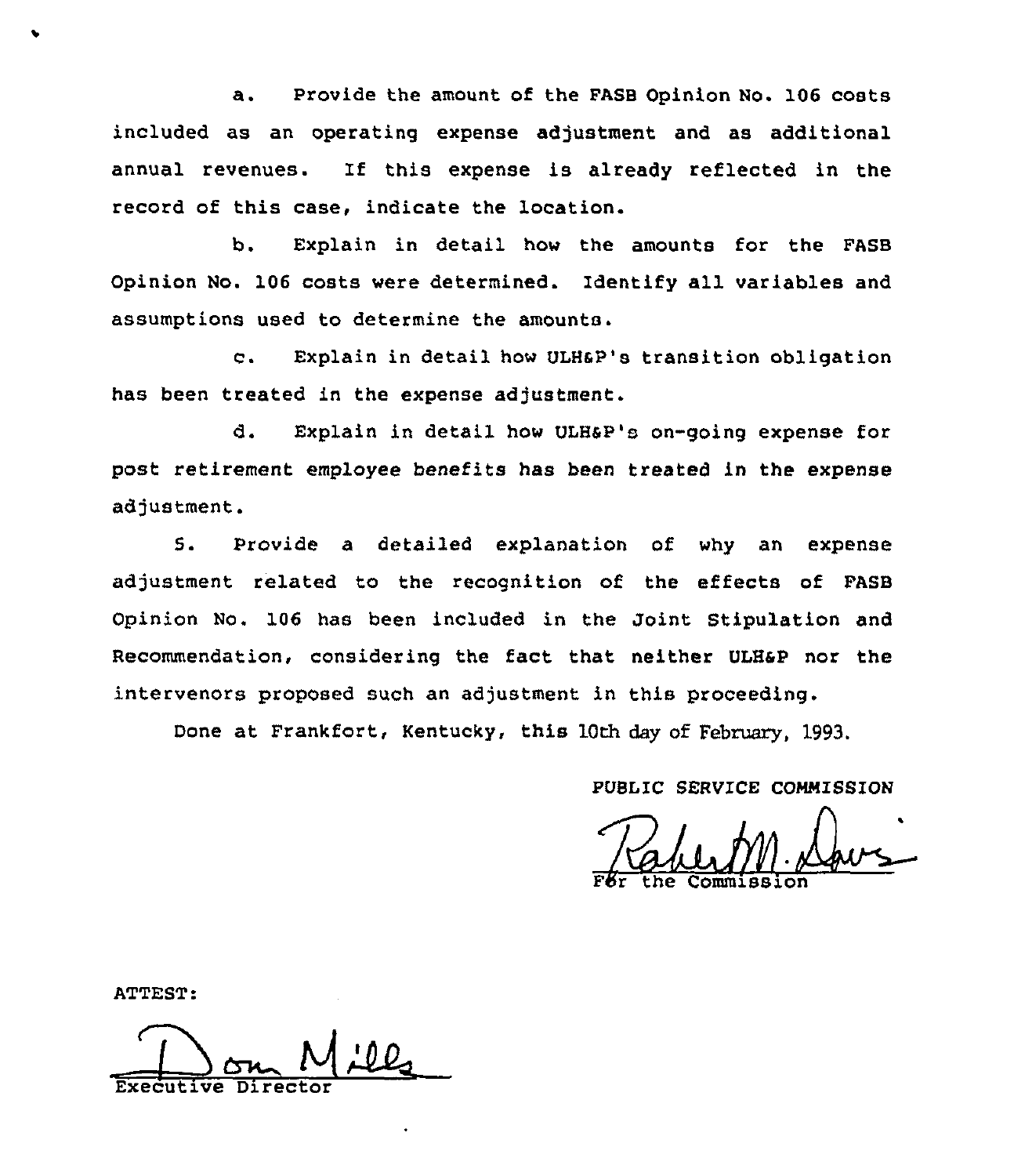a. Provide the amount of the FASB Opinion No. 106 costs included as an operating expense adjustment and as additional annual revenues. If this expense is already reflected in the record of this case, indicate the location.

b. Explain in detail how the amounts for the FASB Opinion No. 106 costs were determined. Identify all variables and assumptions used to determine the amounts.

c. Explain in detail how ULH&P's transition obligation has been treated in the expense adjustment.

d. Explain in detail how ULH&P's on-going expense for post retirement employee benefits has been treated in the expense adjustment.

5. Provide a detailed explanation of why an expense adjustment related to the recognition of the effects of FASB Opinion No. 106 has been included in the Joint Stipulation and Recommendation, considering the fact that neither ULH&P nor the intervenors proposed such an adjustment in this proceeding.

Done at Frankfort, Kentucky, this 10th day of February, 1993.

PUBLIC SERVICE COMMISSION

For the Commission

ATTEST:

Executive Director